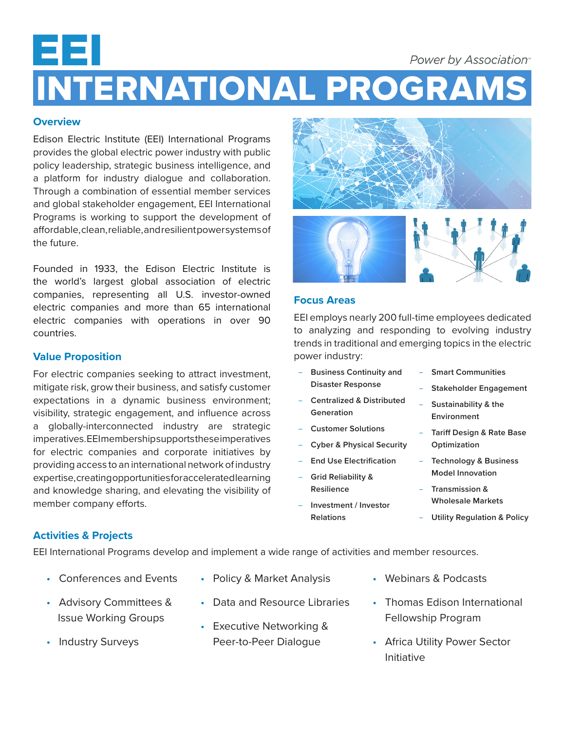# EEI

*Power by Association*℠

# INTERNATIONAL PROGRAMS

## Overview

Edison Electric Institute (EEI) International Programs provides the global electric power industry with public policy leadership, strategic business intelligence, and a platform for industry dialogue and collaboration. Through a combination of essential member services and global stakeholder engagement, EEI International Programs is working to support the development of affordable, clean, reliable, and resilient power systems of the future.

Founded in 1933, the Edison Electric Institute is the world's largest global association of electric companies, representing all U.S. investor-owned electric companies and more than 65 international electric companies with operations in over 90 countries.

## Value Proposition

For electric companies seeking to attract investment, mitigate risk, grow their business, and satisfy customer expectations in a dynamic business environment; visibility, strategic engagement, and influence across a globally-interconnected industry are strategic imperatives. EEI membership supports these imperatives for electric companies and corporate initiatives by providing access to an international network of industry expertise, creating opportunities for accelerated learning and knowledge sharing, and elevating the visibility of member company efforts.

## Focus Areas

EEI employs nearly 200 full-time employees dedicated to analyzing and responding to evolving industry trends in traditional and emerging topics in the electric power industry:

- Business Continuity and Disaster Response
- Centralized & Distributed Generation
- Customer Solutions
- Cyber & Physical Security
- End Use Electrification
- Grid Reliability & Resilience
- Investment / Investor Relations
- Smart Communities
- Stakeholder Engagement
- Sustainability & the Environment
- Tariff Design & Rate Base Optimization
- Technology & Business Model Innovation
- Transmission & Wholesale Markets
- Utility Regulation & Policy

## Activities & Projects

EEI International Programs develop and implement a wide range of activities and member resources.

- Conferences and Events
- Advisory Committees & Issue Working Groups
- Industry Surveys
- Policy & Market Analysis
- Data and Resource Libraries
- Executive Networking & Peer-to-Peer Dialogue
- Webinars & Podcasts
- Thomas Edison International Fellowship Program
- Africa Utility Power Sector Initiative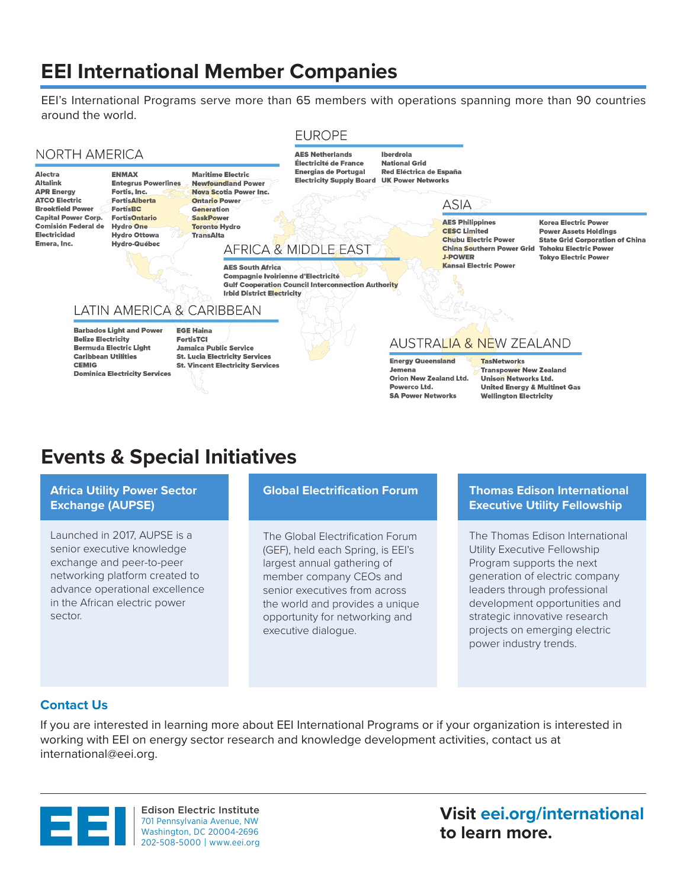# EEI International Member Companies

EEI's International Programs serve more than 65 members with operations spanning more than 90 countries around the world.

## NORTH AMERICA

- Alectra
- Altalink
- APR Energy
- ATCO Electric
- Brookfield Power
- Capital Power Corp.
- Comisión Federal de Electricidad
- Emera, Inc.
- ENMAX
- Entegrus Powerlines
- Fortis, Inc.
- FortisAlberta
- FortisBC
- FortisOntario
- Hydro One
- Hydro Ottowa
- Hydro-Québec
- Maritime Electric
- Newfoundland Power
- Nova Scotia Power Inc.
- Ontario Power Generation
- SaskPower
- Toronto Hydro
- TransAlta

## EUROPE

- AES Netherlands
- Électricité de France
- Energias de Portugal
- Electricity Supply Board
- Iberdrola
- National Grid
- Red Eléctrica de España
- UK Power Networks

## ASIA

- AES Philippines
- CESC Limited
- Chubu Electric Power
- China Southern Power Grid
- J-POWER
- Kansai Electric Power
- Korea Electric Power
- Power Assets Holdings
- State Grid Corporation of China
- Tohoku Electric Power
- Tokyo Electric Power

## AFRICA & MIDDLE EAST

- AES South Africa
- Compagnie Ivoirienne d'Electricité
- Gulf Cooperation Council Interconnection Authority
- Irbid District Electricity

## LATIN AMERICA & CARIBBEAN

- Barbados Light and Power
- Belize Electricity
- Bermuda Electric Light
- Caribbean Utilities
- CEMIG
- Dominica Electricity Services
- EGE Haina
- FortisTCI
- Jamaica Public Service
- St. Lucia Electricity Services
- St. Vincent Electricity Services

## AUSTRALIA & NEW ZEALAND

- Energy Queensland
- Jemena
- Orion New Zealand Ltd.
- Powerco Ltd.
- SA Power Networks
- TasNetworks
- Transpower New Zealand
- Unison Networks Ltd.
- United Energy & Multinet Gas
- Wellington Electricity

# Events & Special Initiatives

### Africa Utility Power Sector Exchange (AUPSE)

Launched in 2017, AUPSE is a senior executive knowledge exchange and peer-to-peer networking platform created to advance operational excellence in the African electric power sector.

### Global Electrification Forum

The Global Electrification Forum (GEF), held each Spring, is EEI's largest annual gathering of member company CEOs and senior executives from across the world and provides a unique opportunity for networking and executive dialogue.

### Thomas Edison International Executive Utility Fellowship

The Thomas Edison International Utility Executive Fellowship Program supports the next generation of electric company leaders through professional development opportunities and strategic innovative research projects on emerging electric power industry trends.

### Contact Us

If you are interested in learning more about EEI International Programs or if your organization is interested in working with EEI on energy sector research and knowledge development activities, contact us at international@eei.org.

**Edison Electric Institute**
701 Pennsylvania Avenue, NW
Washington, DC 20004-2696
202-508-5000 | www.eei.org

**Visit eei.org/international to learn more.**